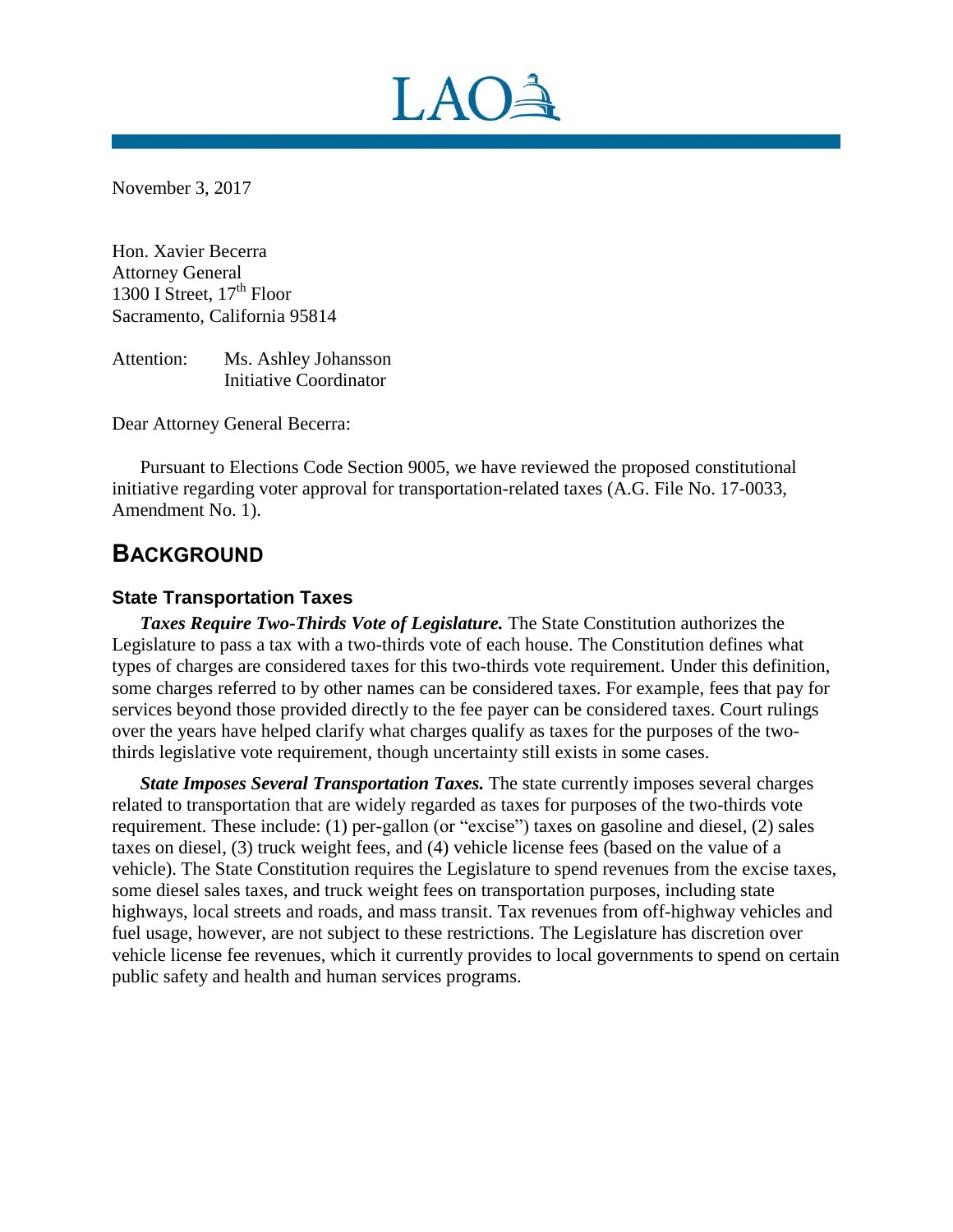# LAO

November 3, 2017

Hon. Xavier Becerra
Attorney General
1300 I Street, 17th Floor
Sacramento, California 95814

Attention: Ms. Ashley Johansson
Initiative Coordinator

Dear Attorney General Becerra:

Pursuant to Elections Code Section 9005, we have reviewed the proposed constitutional initiative regarding voter approval for transportation-related taxes (A.G. File No. 17-0033, Amendment No. 1).

## BACKGROUND

### State Transportation Taxes

***Taxes Require Two-Thirds Vote of Legislature.*** The State Constitution authorizes the Legislature to pass a tax with a two-thirds vote of each house. The Constitution defines what types of charges are considered taxes for this two-thirds vote requirement. Under this definition, some charges referred to by other names can be considered taxes. For example, fees that pay for services beyond those provided directly to the fee payer can be considered taxes. Court rulings over the years have helped clarify what charges qualify as taxes for the purposes of the two-thirds legislative vote requirement, though uncertainty still exists in some cases.

***State Imposes Several Transportation Taxes.*** The state currently imposes several charges related to transportation that are widely regarded as taxes for purposes of the two-thirds vote requirement. These include: (1) per-gallon (or "excise") taxes on gasoline and diesel, (2) sales taxes on diesel, (3) truck weight fees, and (4) vehicle license fees (based on the value of a vehicle). The State Constitution requires the Legislature to spend revenues from the excise taxes, some diesel sales taxes, and truck weight fees on transportation purposes, including state highways, local streets and roads, and mass transit. Tax revenues from off-highway vehicles and fuel usage, however, are not subject to these restrictions. The Legislature has discretion over vehicle license fee revenues, which it currently provides to local governments to spend on certain public safety and health and human services programs.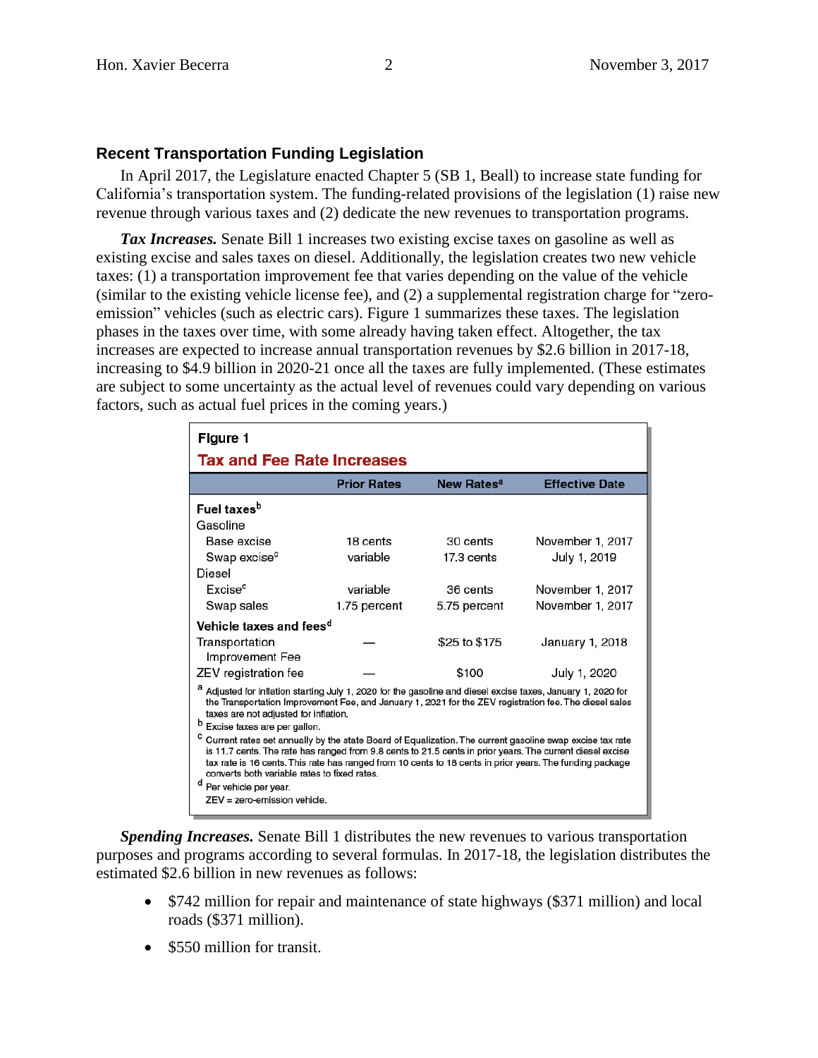## Recent Transportation Funding Legislation

In April 2017, the Legislature enacted Chapter 5 (SB 1, Beall) to increase state funding for California's transportation system. The funding-related provisions of the legislation (1) raise new revenue through various taxes and (2) dedicate the new revenues to transportation programs.

***Tax Increases.*** Senate Bill 1 increases two existing excise taxes on gasoline as well as existing excise and sales taxes on diesel. Additionally, the legislation creates two new vehicle taxes: (1) a transportation improvement fee that varies depending on the value of the vehicle (similar to the existing vehicle license fee), and (2) a supplemental registration charge for "zero-emission" vehicles (such as electric cars). Figure 1 summarizes these taxes. The legislation phases in the taxes over time, with some already having taken effect. Altogether, the tax increases are expected to increase annual transportation revenues by $2.6 billion in 2017-18, increasing to $4.9 billion in 2020-21 once all the taxes are fully implemented. (These estimates are subject to some uncertainty as the actual level of revenues could vary depending on various factors, such as actual fuel prices in the coming years.)

**Figure 1**

**Tax and Fee Rate Increases**

| | Prior Rates | New Rates[a] | Effective Date |
|---|---|---|---|
| **Fuel taxes**[b] | | | |
| Gasoline | | | |
| Base excise | 18 cents | 30 cents | November 1, 2017 |
| Swap excise[c] | variable | 17.3 cents | July 1, 2019 |
| Diesel | | | |
| Excise[c] | variable | 36 cents | November 1, 2017 |
| Swap sales | 1.75 percent | 5.75 percent | November 1, 2017 |
| **Vehicle taxes and fees**[d] | | | |
| Transportation Improvement Fee | — | $25 to $175 | January 1, 2018 |
| ZEV registration fee | — | $100 | July 1, 2020 |

[a] Adjusted for inflation starting July 1, 2020 for the gasoline and diesel excise taxes, January 1, 2020 for the Transportation Improvement Fee, and January 1, 2021 for the ZEV registration fee. The diesel sales taxes are not adjusted for inflation.

[b] Excise taxes are per gallon.

[c] Current rates set annually by the state Board of Equalization. The current gasoline swap excise tax rate is 11.7 cents. The rate has ranged from 9.8 cents to 21.5 cents in prior years. The current diesel excise tax rate is 16 cents. This rate has ranged from 10 cents to 18 cents in prior years. The funding package converts both variable rates to fixed rates.

[d] Per vehicle per year.

ZEV = zero-emission vehicle.

***Spending Increases.*** Senate Bill 1 distributes the new revenues to various transportation purposes and programs according to several formulas. In 2017-18, the legislation distributes the estimated $2.6 billion in new revenues as follows:

- $742 million for repair and maintenance of state highways ($371 million) and local roads ($371 million).
- $550 million for transit.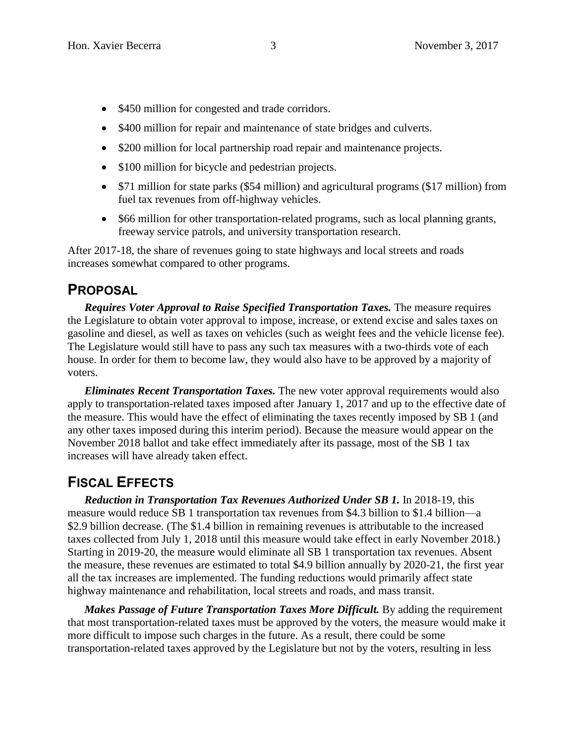- $450 million for congested and trade corridors.
- $400 million for repair and maintenance of state bridges and culverts.
- $200 million for local partnership road repair and maintenance projects.
- $100 million for bicycle and pedestrian projects.
- $71 million for state parks ($54 million) and agricultural programs ($17 million) from fuel tax revenues from off-highway vehicles.
- $66 million for other transportation-related programs, such as local planning grants, freeway service patrols, and university transportation research.

After 2017-18, the share of revenues going to state highways and local streets and roads increases somewhat compared to other programs.

## PROPOSAL

***Requires Voter Approval to Raise Specified Transportation Taxes.*** The measure requires the Legislature to obtain voter approval to impose, increase, or extend excise and sales taxes on gasoline and diesel, as well as taxes on vehicles (such as weight fees and the vehicle license fee). The Legislature would still have to pass any such tax measures with a two-thirds vote of each house. In order for them to become law, they would also have to be approved by a majority of voters.

***Eliminates Recent Transportation Taxes.*** The new voter approval requirements would also apply to transportation-related taxes imposed after January 1, 2017 and up to the effective date of the measure. This would have the effect of eliminating the taxes recently imposed by SB 1 (and any other taxes imposed during this interim period). Because the measure would appear on the November 2018 ballot and take effect immediately after its passage, most of the SB 1 tax increases will have already taken effect.

## FISCAL EFFECTS

***Reduction in Transportation Tax Revenues Authorized Under SB 1.*** In 2018-19, this measure would reduce SB 1 transportation tax revenues from $4.3 billion to $1.4 billion—a $2.9 billion decrease. (The $1.4 billion in remaining revenues is attributable to the increased taxes collected from July 1, 2018 until this measure would take effect in early November 2018.) Starting in 2019-20, the measure would eliminate all SB 1 transportation tax revenues. Absent the measure, these revenues are estimated to total $4.9 billion annually by 2020-21, the first year all the tax increases are implemented. The funding reductions would primarily affect state highway maintenance and rehabilitation, local streets and roads, and mass transit.

***Makes Passage of Future Transportation Taxes More Difficult.*** By adding the requirement that most transportation-related taxes must be approved by the voters, the measure would make it more difficult to impose such charges in the future. As a result, there could be some transportation-related taxes approved by the Legislature but not by the voters, resulting in less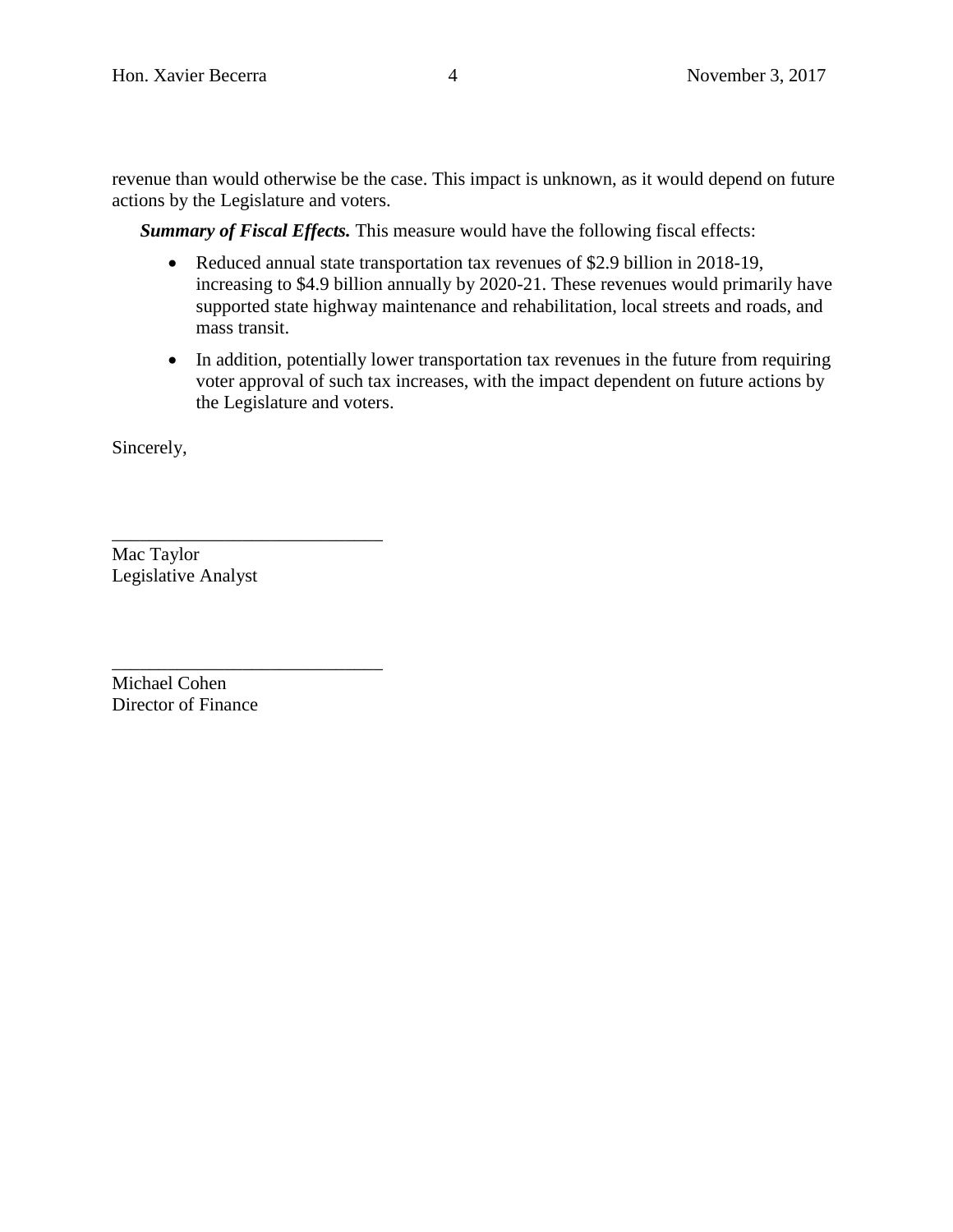revenue than would otherwise be the case. This impact is unknown, as it would depend on future actions by the Legislature and voters.

***Summary of Fiscal Effects.*** This measure would have the following fiscal effects:

- Reduced annual state transportation tax revenues of $2.9 billion in 2018-19, increasing to $4.9 billion annually by 2020-21. These revenues would primarily have supported state highway maintenance and rehabilitation, local streets and roads, and mass transit.
- In addition, potentially lower transportation tax revenues in the future from requiring voter approval of such tax increases, with the impact dependent on future actions by the Legislature and voters.

Sincerely,

\_\_\_\_\_\_\_\_\_\_\_\_\_\_\_\_\_\_\_\_\_\_\_\_\_\_\_\_\_\_

Mac Taylor
Legislative Analyst

\_\_\_\_\_\_\_\_\_\_\_\_\_\_\_\_\_\_\_\_\_\_\_\_\_\_\_\_\_\_

Michael Cohen
Director of Finance